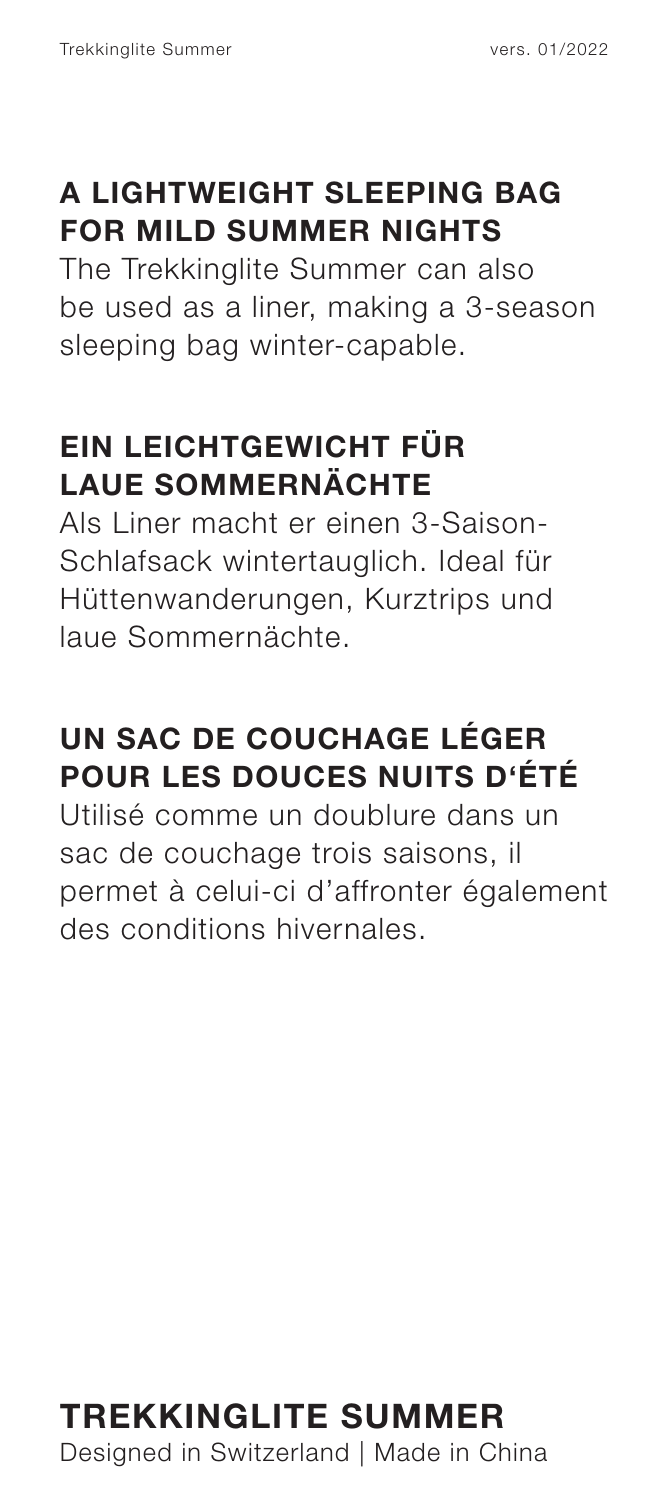## A LIGHTWEIGHT SLEEPING BAG FOR MILD SUMMER NIGHTS

The Trekkinglite Summer can also be used as a liner, making a 3-season sleeping bag winter-capable.

## EIN LEICHTGEWICHT FÜR LAUE SOMMERNÄCHTE

Als Liner macht er einen 3-Saison-Schlafsack wintertauglich. Ideal für Hüttenwanderungen, Kurztrips und laue Sommernächte.

## UN SAC DE COUCHAGE LÉGER POUR LES DOUCES NUITS D'ÉTÉ

Utilisé comme un doublure dans un sac de couchage trois saisons, il permet à celui-ci d'affronter également des conditions hivernales.

# TREKKINGLITE SUMMER

Designed in Switzerland | Made in China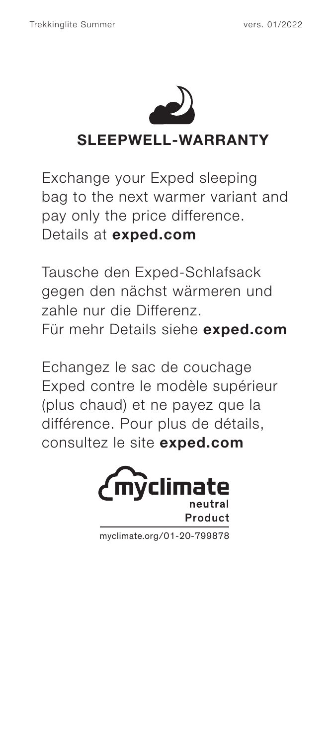## SLEEPWELL-WARRANTY

Exchange your Exped sleeping bag to the next warmer variant and pay only the price difference. Details at **exped.com**

Tausche den Exped-Schlafsack gegen den nächst wärmeren und zahle nur die Differenz. Für mehr Details siehe **exped.com**

Echangez le sac de couchage Exped contre le modèle supérieur (plus chaud) et ne payez que la différence. Pour plus de détails, consultez le site **exped.com**

myclimate neutral Product

myclimate.org/01-20-799878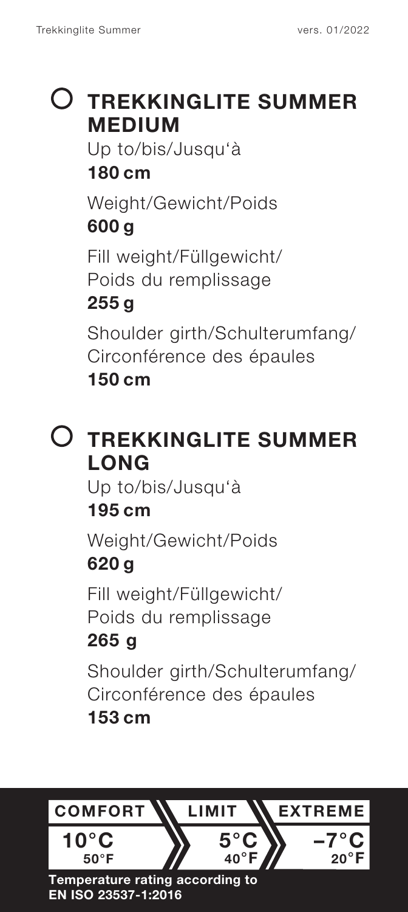## ○ TREKKINGLITE SUMMER MEDIUM

Up to/bis/Jusqu'à
**180 cm**

Weight/Gewicht/Poids
**600 g**

Fill weight/Füllgewicht/
Poids du remplissage
**255 g**

Shoulder girth/Schulterumfang/
Circonférence des épaules
**150 cm**

## ○ TREKKINGLITE SUMMER LONG

Up to/bis/Jusqu'à
**195 cm**

Weight/Gewicht/Poids
**620 g**

Fill weight/Füllgewicht/
Poids du remplissage
**265 g**

Shoulder girth/Schulterumfang/
Circonférence des épaules
**153 cm**

| COMFORT | LIMIT | EXTREME |
|---|---|---|
| 10°C 50°F | 5°C 40°F | –7°C 20°F |

**Temperature rating according to EN ISO 23537-1:2016**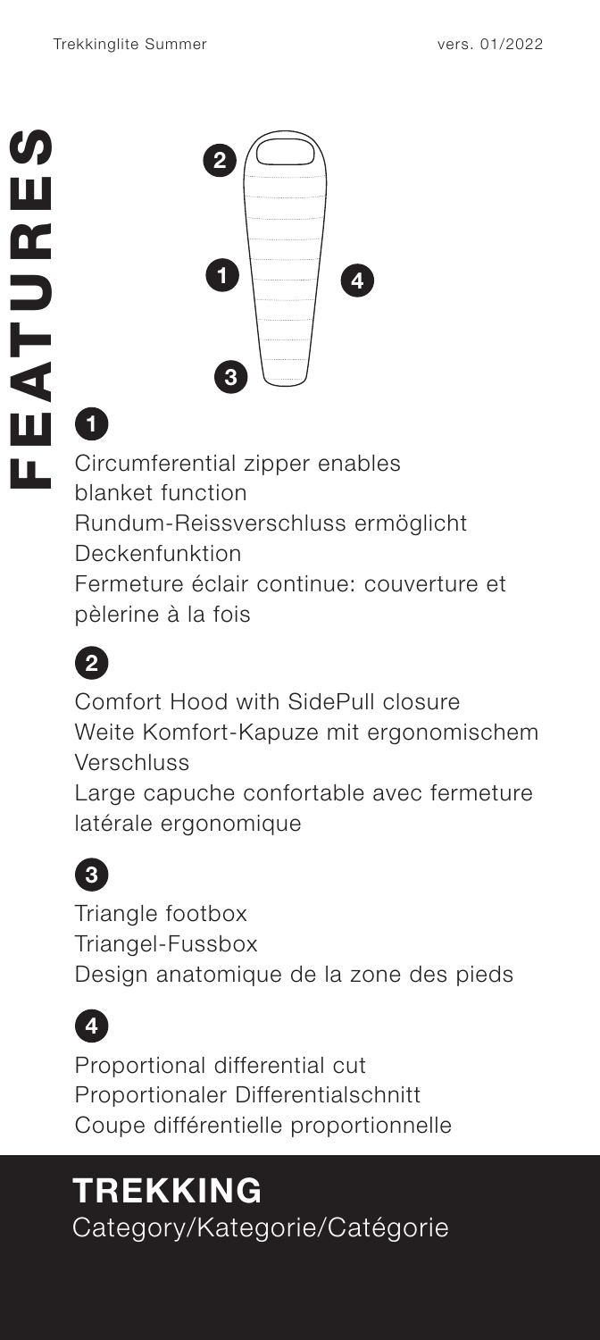# FEATURES

**1**

Circumferential zipper enables blanket function
Rundum-Reissverschluss ermöglicht Deckenfunktion
Fermeture éclair continue: couverture et pèlerine à la fois

**2**

Comfort Hood with SidePull closure
Weite Komfort-Kapuze mit ergonomischem Verschluss
Large capuche confortable avec fermeture latérale ergonomique

**3**

Triangle footbox
Triangel-Fussbox
Design anatomique de la zone des pieds

**4**

Proportional differential cut
Proportionaler Differentialschnitt
Coupe différentielle proportionnelle

## TREKKING

Category/Kategorie/Catégorie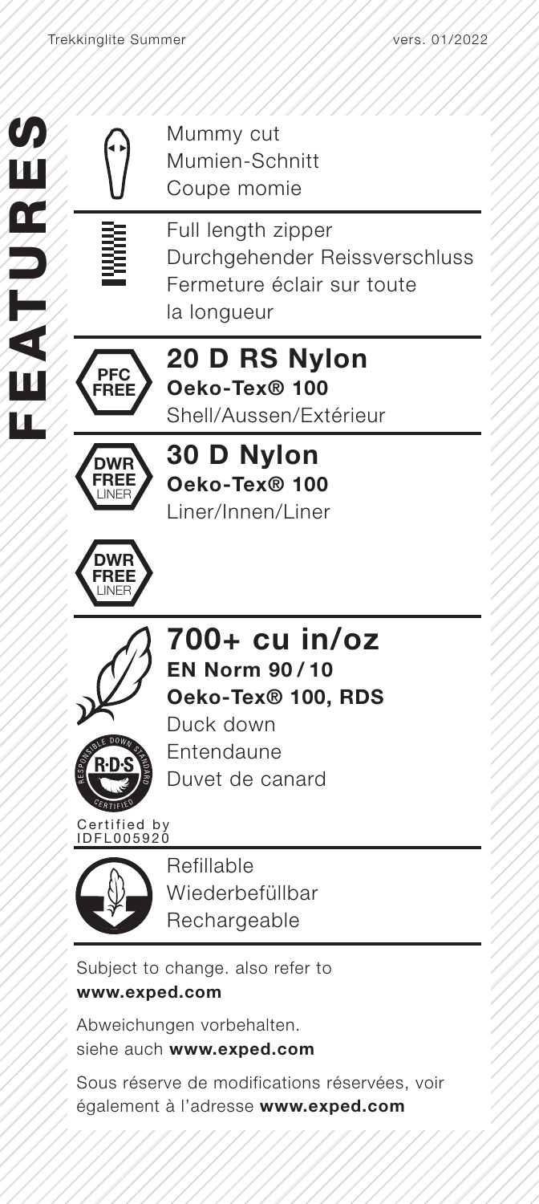# FEATURES

Mummy cut
Mumien-Schnitt
Coupe momie

Full length zipper
Durchgehender Reissverschluss
Fermeture éclair sur toute la longueur

PFC FREE

**20 D RS Nylon**
**Oeko-Tex® 100**
Shell/Aussen/Extérieur

DWR FREE LINER

**30 D Nylon**
**Oeko-Tex® 100**
Liner/Innen/Liner

DWR FREE LINER

**700+ cu in/oz**
**EN Norm 90 / 10**
**Oeko-Tex® 100, RDS**
Duck down
Entendaune
Duvet de canard

RESPONSIBLE DOWN STANDARD R·D·S CERTIFIED

Certified by IDFL005920

Refillable
Wiederbefüllbar
Rechargeable

Subject to change. also refer to **www.exped.com**

Abweichungen vorbehalten.
siehe auch **www.exped.com**

Sous réserve de modifications réservées, voir également à l'adresse **www.exped.com**